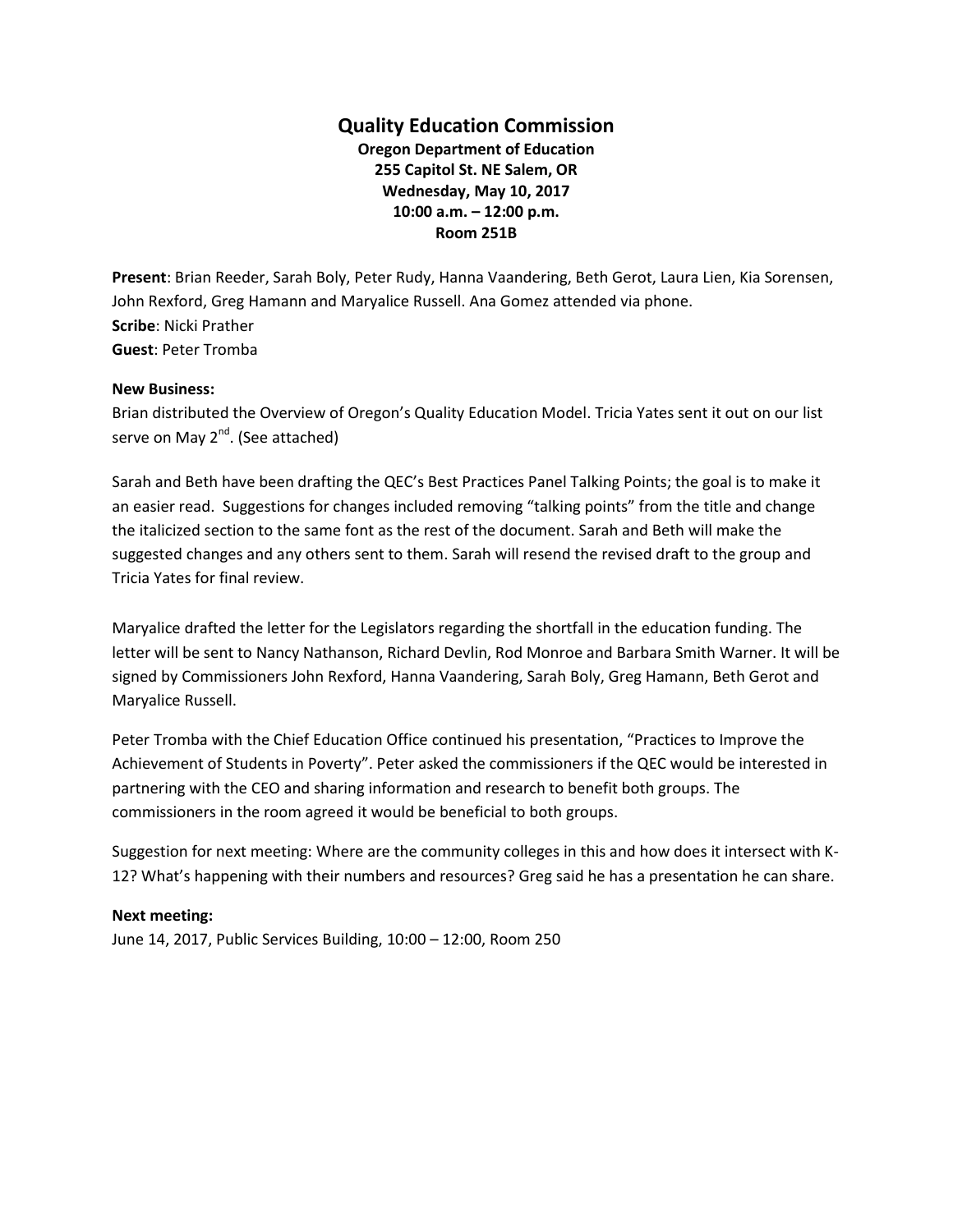# Quality Education Commission

**Oregon Department of Education**
**255 Capitol St. NE Salem, OR**
**Wednesday, May 10, 2017**
**10:00 a.m. – 12:00 p.m.**
**Room 251B**

**Present**: Brian Reeder, Sarah Boly, Peter Rudy, Hanna Vaandering, Beth Gerot, Laura Lien, Kia Sorensen, John Rexford, Greg Hamann and Maryalice Russell. Ana Gomez attended via phone.
**Scribe**: Nicki Prather
**Guest**: Peter Tromba

**New Business:**
Brian distributed the Overview of Oregon's Quality Education Model. Tricia Yates sent it out on our list serve on May 2nd. (See attached)

Sarah and Beth have been drafting the QEC's Best Practices Panel Talking Points; the goal is to make it an easier read. Suggestions for changes included removing "talking points" from the title and change the italicized section to the same font as the rest of the document. Sarah and Beth will make the suggested changes and any others sent to them. Sarah will resend the revised draft to the group and Tricia Yates for final review.

Maryalice drafted the letter for the Legislators regarding the shortfall in the education funding. The letter will be sent to Nancy Nathanson, Richard Devlin, Rod Monroe and Barbara Smith Warner. It will be signed by Commissioners John Rexford, Hanna Vaandering, Sarah Boly, Greg Hamann, Beth Gerot and Maryalice Russell.

Peter Tromba with the Chief Education Office continued his presentation, "Practices to Improve the Achievement of Students in Poverty". Peter asked the commissioners if the QEC would be interested in partnering with the CEO and sharing information and research to benefit both groups. The commissioners in the room agreed it would be beneficial to both groups.

Suggestion for next meeting: Where are the community colleges in this and how does it intersect with K-12? What's happening with their numbers and resources? Greg said he has a presentation he can share.

**Next meeting:**
June 14, 2017, Public Services Building, 10:00 – 12:00, Room 250